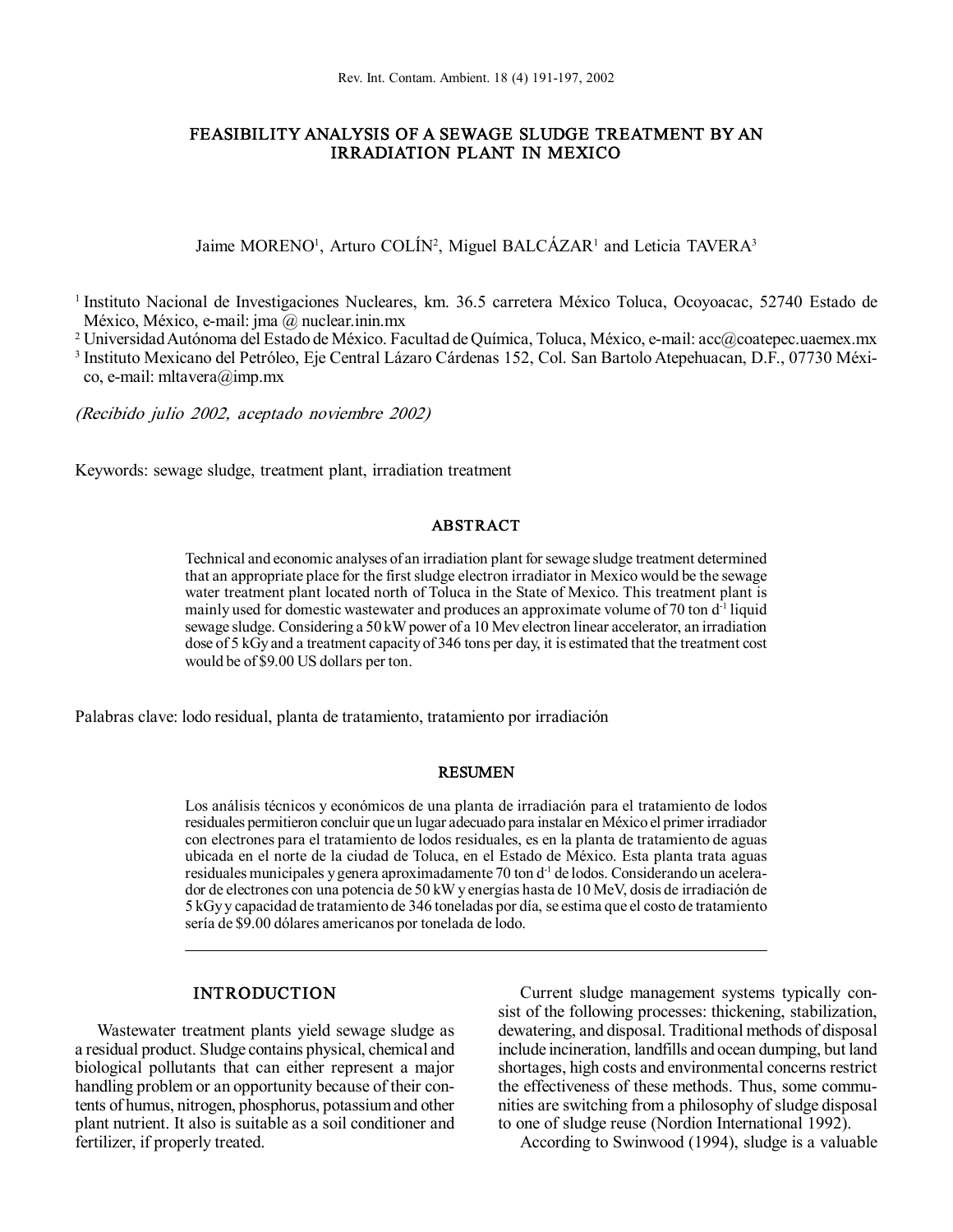# FEASIBILITY ANALYSIS OF A SEWAGE SLUDGE TREATMENT BY AN IRRADIATION PLANT IN MEXICO

Jaime MORENO[1], Arturo COLÍN[2], Miguel BALCÁZAR[1] and Leticia TAVERA[3]

[1] Instituto Nacional de Investigaciones Nucleares, km. 36.5 carretera México Toluca, Ocoyoacac, 52740 Estado de México, México, e-mail: jma @ nuclear.inin.mx

[2] Universidad Autónoma del Estado de México. Facultad de Química, Toluca, México, e-mail: acc@coatepec.uaemex.mx

[3] Instituto Mexicano del Petróleo, Eje Central Lázaro Cárdenas 152, Col. San Bartolo Atepehuacan, D.F., 07730 México, e-mail: mltavera@imp.mx

*(Recibido julio 2002, aceptado noviembre 2002)*

Keywords: sewage sludge, treatment plant, irradiation treatment

## ABSTRACT

Technical and economic analyses of an irradiation plant for sewage sludge treatment determined that an appropriate place for the first sludge electron irradiator in Mexico would be the sewage water treatment plant located north of Toluca in the State of Mexico. This treatment plant is mainly used for domestic wastewater and produces an approximate volume of 70 ton $d^{-1}$ liquid sewage sludge. Considering a 50 kW power of a 10 Mev electron linear accelerator, an irradiation dose of 5 kGy and a treatment capacity of 346 tons per day, it is estimated that the treatment cost would be of $9.00 US dollars per ton.

Palabras clave: lodo residual, planta de tratamiento, tratamiento por irradiación

## RESUMEN

Los análisis técnicos y económicos de una planta de irradiación para el tratamiento de lodos residuales permitieron concluir que un lugar adecuado para instalar en México el primer irradiador con electrones para el tratamiento de lodos residuales, es en la planta de tratamiento de aguas ubicada en el norte de la ciudad de Toluca, en el Estado de México. Esta planta trata aguas residuales municipales y genera aproximadamente 70 ton $d^{-1}$ de lodos. Considerando un acelerador de electrones con una potencia de 50 kW y energías hasta de 10 MeV, dosis de irradiación de 5 kGy y capacidad de tratamiento de 346 toneladas por día, se estima que el costo de tratamiento sería de $9.00 dólares americanos por tonelada de lodo.

## INTRODUCTION

Wastewater treatment plants yield sewage sludge as a residual product. Sludge contains physical, chemical and biological pollutants that can either represent a major handling problem or an opportunity because of their contents of humus, nitrogen, phosphorus, potassium and other plant nutrient. It also is suitable as a soil conditioner and fertilizer, if properly treated.

Current sludge management systems typically consist of the following processes: thickening, stabilization, dewatering, and disposal. Traditional methods of disposal include incineration, landfills and ocean dumping, but land shortages, high costs and environmental concerns restrict the effectiveness of these methods. Thus, some communities are switching from a philosophy of sludge disposal to one of sludge reuse (Nordion International 1992).

According to Swinwood (1994), sludge is a valuable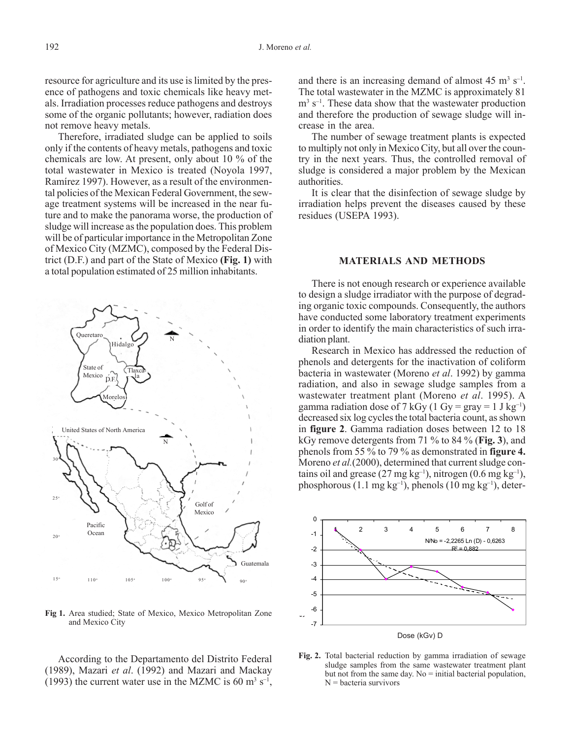resource for agriculture and its use is limited by the presence of pathogens and toxic chemicals like heavy metals. Irradiation processes reduce pathogens and destroys some of the organic pollutants; however, radiation does not remove heavy metals.

Therefore, irradiated sludge can be applied to soils only if the contents of heavy metals, pathogens and toxic chemicals are low. At present, only about 10 % of the total wastewater in Mexico is treated (Noyola 1997, Ramírez 1997). However, as a result of the environmental policies of the Mexican Federal Government, the sewage treatment systems will be increased in the near future and to make the panorama worse, the production of sludge will increase as the population does. This problem will be of particular importance in the Metropolitan Zone of Mexico City (MZMC), composed by the Federal District (D.F.) and part of the State of Mexico **(Fig. 1)** with a total population estimated of 25 million inhabitants.

**Fig 1.** Area studied; State of Mexico, Mexico Metropolitan Zone and Mexico City

According to the Departamento del Distrito Federal (1989), Mazari *et al*. (1992) and Mazari and Mackay (1993) the current water use in the MZMC is 60 $m^3 s^{-1}$, and there is an increasing demand of almost 45 $m^3 s^{-1}$. The total wastewater in the MZMC is approximately 81 $m^3 s^{-1}$. These data show that the wastewater production and therefore the production of sewage sludge will increase in the area.

The number of sewage treatment plants is expected to multiply not only in Mexico City, but all over the country in the next years. Thus, the controlled removal of sludge is considered a major problem by the Mexican authorities.

It is clear that the disinfection of sewage sludge by irradiation helps prevent the diseases caused by these residues (USEPA 1993).

## MATERIALS AND METHODS

There is not enough research or experience available to design a sludge irradiator with the purpose of degrading organic toxic compounds. Consequently, the authors have conducted some laboratory treatment experiments in order to identify the main characteristics of such irradiation plant.

Research in Mexico has addressed the reduction of phenols and detergents for the inactivation of coliform bacteria in wastewater (Moreno *et al*. 1992) by gamma radiation, and also in sewage sludge samples from a wastewater treatment plant (Moreno *et al*. 1995). A gamma radiation dose of 7 kGy (1 Gy = gray = 1 J $kg^{-1}$) decreased six log cycles the total bacteria count, as shown in **figure 2**. Gamma radiation doses between 12 to 18 kGy remove detergents from 71 % to 84 % (**Fig. 3**), and phenols from 55 % to 79 % as demonstrated in **figure 4.** Moreno *et al.*(2000), determined that current sludge contains oil and grease (27 mg $kg^{-1}$), nitrogen (0.6 mg $kg^{-1}$), phosphorous (1.1 mg $kg^{-1}$), phenols (10 mg $kg^{-1}$), deter-

**Fig. 2.** Total bacterial reduction by gamma irradiation of sewage sludge samples from the same wastewater treatment plant but not from the same day. No = initial bacterial population, N = bacteria survivors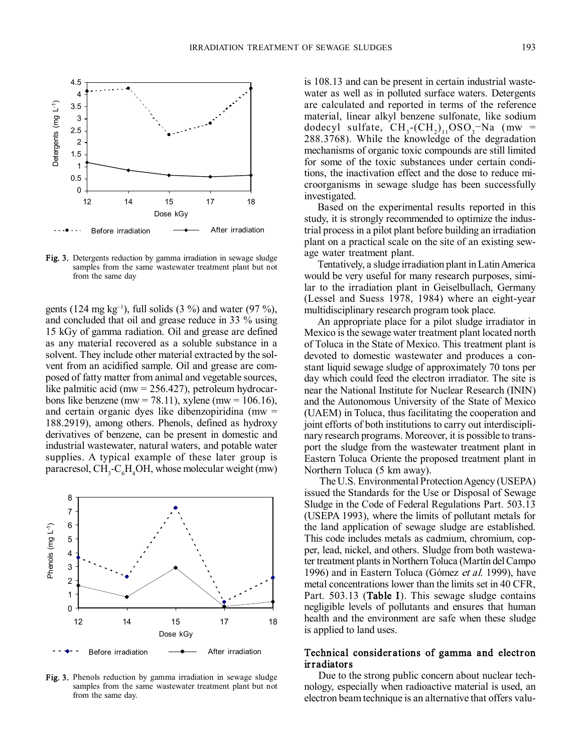Fig. 3. Detergents reduction by gamma irradiation in sewage sludge samples from the same wastewater treatment plant but not from the same day

gents (124 mg kg$^{-1}$), full solids (3 %) and water (97 %), and concluded that oil and grease reduce in 33 % using 15 kGy of gamma radiation. Oil and grease are defined as any material recovered as a soluble substance in a solvent. They include other material extracted by the solvent from an acidified sample. Oil and grease are composed of fatty matter from animal and vegetable sources, like palmitic acid (mw = 256.427), petroleum hydrocarbons like benzene (mw = 78.11), xylene (mw = 106.16), and certain organic dyes like dibenzopiridina (mw = 188.2919), among others. Phenols, defined as hydroxy derivatives of benzene, can be present in domestic and industrial wastewater, natural waters, and potable water supplies. A typical example of these later group is paracresol, $CH_3$-$C_6H_4OH$, whose molecular weight (mw) is 108.13 and can be present in certain industrial wastewater as well as in polluted surface waters. Detergents are calculated and reported in terms of the reference material, linear alkyl benzene sulfonate, like sodium dodecyl sulfate, $CH_3$-$(CH_2)_{11}OSO_3$–Na (mw = 288.3768). While the knowledge of the degradation mechanisms of organic toxic compounds are still limited for some of the toxic substances under certain conditions, the inactivation effect and the dose to reduce microorganisms in sewage sludge has been successfully investigated.

Fig. 3. Phenols reduction by gamma irradiation in sewage sludge samples from the same wastewater treatment plant but not from the same day.

Based on the experimental results reported in this study, it is strongly recommended to optimize the industrial process in a pilot plant before building an irradiation plant on a practical scale on the site of an existing sewage water treatment plant.

Tentatively, a sludge irradiation plant in Latin America would be very useful for many research purposes, similar to the irradiation plant in Geiselbullach, Germany (Lessel and Suess 1978, 1984) where an eight-year multidisciplinary research program took place.

An appropriate place for a pilot sludge irradiator in Mexico is the sewage water treatment plant located north of Toluca in the State of Mexico. This treatment plant is devoted to domestic wastewater and produces a constant liquid sewage sludge of approximately 70 tons per day which could feed the electron irradiator. The site is near the National Institute for Nuclear Research (ININ) and the Autonomous University of the State of Mexico (UAEM) in Toluca, thus facilitating the cooperation and joint efforts of both institutions to carry out interdisciplinary research programs. Moreover, it is possible to transport the sludge from the wastewater treatment plant in Eastern Toluca Oriente the proposed treatment plant in Northern Toluca (5 km away).

The U.S. Environmental Protection Agency (USEPA) issued the Standards for the Use or Disposal of Sewage Sludge in the Code of Federal Regulations Part. 503.13 (USEPA 1993), where the limits of pollutant metals for the land application of sewage sludge are established. This code includes metals as cadmium, chromium, copper, lead, nickel, and others. Sludge from both wastewater treatment plants in Northern Toluca (Martín del Campo 1996) and in Eastern Toluca (Gómez *et al.* 1999), have metal concentrations lower than the limits set in 40 CFR, Part. 503.13 (**Table I**). This sewage sludge contains negligible levels of pollutants and ensures that human health and the environment are safe when these sludge is applied to land uses.

### Technical considerations of gamma and electron irradiators

Due to the strong public concern about nuclear technology, especially when radioactive material is used, an electron beam technique is an alternative that offers valu-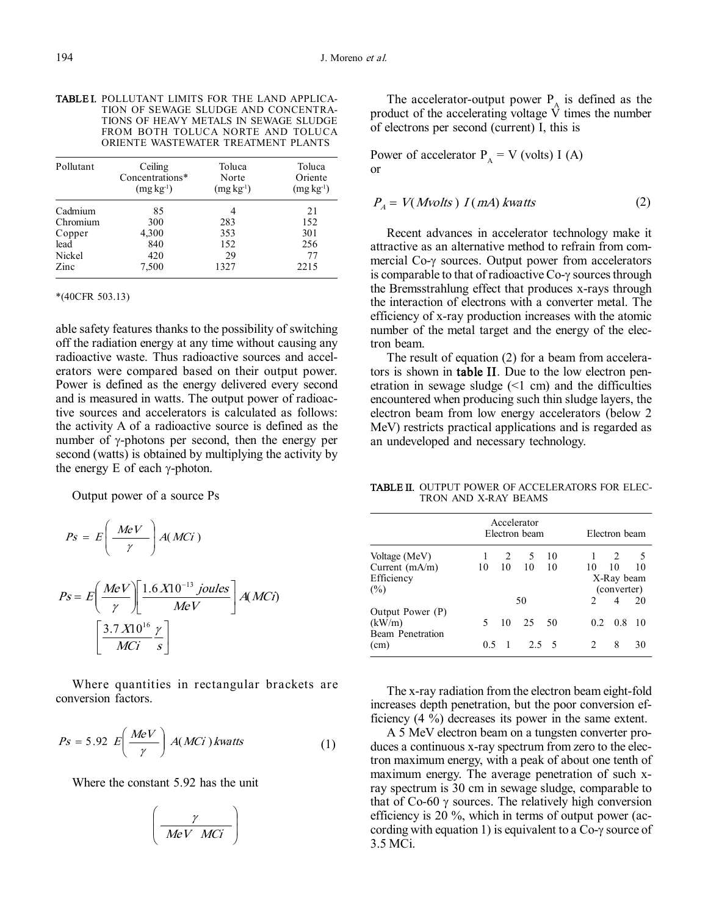**TABLE I.** POLLUTANT LIMITS FOR THE LAND APPLICATION OF SEWAGE SLUDGE AND CONCENTRATIONS OF HEAVY METALS IN SEWAGE SLUDGE FROM BOTH TOLUCA NORTE AND TOLUCA ORIENTE WASTEWATER TREATMENT PLANTS

| Pollutant | Ceiling Concentrations* ($mg\,kg^{-1}$) | Toluca Norte ($mg\,kg^{-1}$) | Toluca Oriente ($mg\,kg^{-1}$) |
|---|---|---|---|
| Cadmium | 85 | 4 | 21 |
| Chromium | 300 | 283 | 152 |
| Copper | 4,300 | 353 | 301 |
| lead | 840 | 152 | 256 |
| Nickel | 420 | 29 | 77 |
| Zinc | 7,500 | 1327 | 2215 |

*(40CFR 503.13)

able safety features thanks to the possibility of switching off the radiation energy at any time without causing any radioactive waste. Thus radioactive sources and accelerators were compared based on their output power. Power is defined as the energy delivered every second and is measured in watts. The output power of radioactive sources and accelerators is calculated as follows: the activity A of a radioactive source is defined as the number of γ-photons per second, then the energy per second (watts) is obtained by multiplying the activity by the energy E of each γ-photon.

Output power of a source Ps

$$Ps = E\left(\frac{MeV}{\gamma}\right) A(MCi)$$

$$Ps = E\left(\frac{MeV}{\gamma}\right)\left[\frac{1.6X10^{-13}\ joules}{MeV}\right] A(MCi) \left[\frac{3.7X10^{16}}{MCi}\frac{\gamma}{s}\right]$$

Where quantities in rectangular brackets are conversion factors.

$$Ps = 5.92\ E\left(\frac{MeV}{\gamma}\right) A(MCi)\,kwatts \tag{1}$$

Where the constant 5.92 has the unit

$$\left(\frac{\gamma}{MeV\ \ MCi}\right)$$

The accelerator-output power $P_A$ is defined as the product of the accelerating voltage V times the number of electrons per second (current) I, this is

Power of accelerator $P_A$ = V (volts) I (A)
or

$$P_A = V(Mvolts)\ I(mA)\ kwatts \tag{2}$$

Recent advances in accelerator technology make it attractive as an alternative method to refrain from commercial Co-γ sources. Output power from accelerators is comparable to that of radioactive Co-γ sources through the Bremsstrahlung effect that produces x-rays through the interaction of electrons with a converter metal. The efficiency of x-ray production increases with the atomic number of the metal target and the energy of the electron beam.

The result of equation (2) for a beam from accelerators is shown in **table II**. Due to the low electron penetration in sewage sludge (<1 cm) and the difficulties encountered when producing such thin sludge layers, the electron beam from low energy accelerators (below 2 MeV) restricts practical applications and is regarded as an undeveloped and necessary technology.

**TABLE II.** OUTPUT POWER OF ACCELERATORS FOR ELECTRON AND X-RAY BEAMS

| | Accelerator Electron beam | | | | Electron beam | | |
|---|---|---|---|---|---|---|---|
| Voltage (MeV) | 1 | 2 | 5 | 10 | 1 | 2 | 5 |
| Current (mA/m) | 10 | 10 | 10 | 10 | 10 | 10 | 10 |
| Efficiency (%) | | 50 | | | X-Ray beam (converter) 2 | 4 | 20 |
| Output Power (P) (kW/m) | 5 | 10 | 25 | 50 | 0.2 | 0.8 | 10 |
| Beam Penetration (cm) | 0.5 | 1 | 2.5 | 5 | 2 | 8 | 30 |

The x-ray radiation from the electron beam eight-fold increases depth penetration, but the poor conversion efficiency (4 %) decreases its power in the same extent.

A 5 MeV electron beam on a tungsten converter produces a continuous x-ray spectrum from zero to the electron maximum energy, with a peak of about one tenth of maximum energy. The average penetration of such x-ray spectrum is 30 cm in sewage sludge, comparable to that of Co-60 γ sources. The relatively high conversion efficiency is 20 %, which in terms of output power (according with equation 1) is equivalent to a Co-γ source of 3.5 MCi.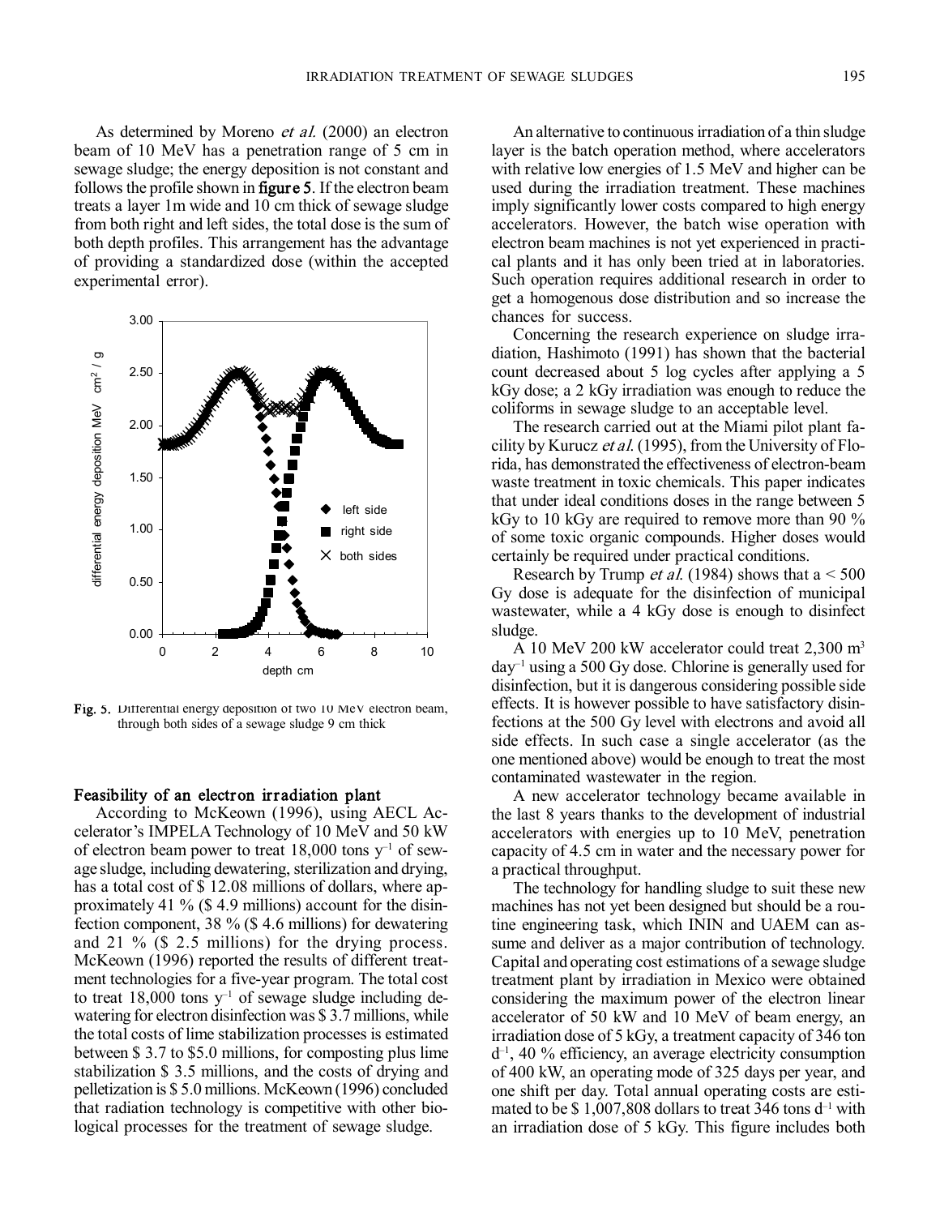As determined by Moreno *et al.* (2000) an electron beam of 10 MeV has a penetration range of 5 cm in sewage sludge; the energy deposition is not constant and follows the profile shown in **figure 5**. If the electron beam treats a layer 1m wide and 10 cm thick of sewage sludge from both right and left sides, the total dose is the sum of both depth profiles. This arrangement has the advantage of providing a standardized dose (within the accepted experimental error).

**Fig. 5.** Differential energy deposition of two 10 MeV electron beam, through both sides of a sewage sludge 9 cm thick

### Feasibility of an electron irradiation plant

According to McKeown (1996), using AECL Accelerator's IMPELA Technology of 10 MeV and 50 kW of electron beam power to treat 18,000 tons $y^{-1}$ of sewage sludge, including dewatering, sterilization and drying, has a total cost of $ 12.08 millions of dollars, where approximately 41 % ($ 4.9 millions) account for the disinfection component, 38 % ($ 4.6 millions) for dewatering and 21 % ($ 2.5 millions) for the drying process. McKeown (1996) reported the results of different treatment technologies for a five-year program. The total cost to treat 18,000 tons $y^{-1}$ of sewage sludge including dewatering for electron disinfection was $ 3.7 millions, while the total costs of lime stabilization processes is estimated between $ 3.7 to $5.0 millions, for composting plus lime stabilization $ 3.5 millions, and the costs of drying and pelletization is $ 5.0 millions. McKeown (1996) concluded that radiation technology is competitive with other biological processes for the treatment of sewage sludge.

An alternative to continuous irradiation of a thin sludge layer is the batch operation method, where accelerators with relative low energies of 1.5 MeV and higher can be used during the irradiation treatment. These machines imply significantly lower costs compared to high energy accelerators. However, the batch wise operation with electron beam machines is not yet experienced in practical plants and it has only been tried at in laboratories. Such operation requires additional research in order to get a homogenous dose distribution and so increase the chances for success.

Concerning the research experience on sludge irradiation, Hashimoto (1991) has shown that the bacterial count decreased about 5 log cycles after applying a 5 kGy dose; a 2 kGy irradiation was enough to reduce the coliforms in sewage sludge to an acceptable level.

The research carried out at the Miami pilot plant facility by Kurucz *et al.* (1995), from the University of Florida, has demonstrated the effectiveness of electron-beam waste treatment in toxic chemicals. This paper indicates that under ideal conditions doses in the range between 5 kGy to 10 kGy are required to remove more than 90 % of some toxic organic compounds. Higher doses would certainly be required under practical conditions.

Research by Trump *et al.* (1984) shows that a < 500 Gy dose is adequate for the disinfection of municipal wastewater, while a 4 kGy dose is enough to disinfect sludge.

A 10 MeV 200 kW accelerator could treat 2,300 $m^3$ $day^{-1}$ using a 500 Gy dose. Chlorine is generally used for disinfection, but it is dangerous considering possible side effects. It is however possible to have satisfactory disinfections at the 500 Gy level with electrons and avoid all side effects. In such case a single accelerator (as the one mentioned above) would be enough to treat the most contaminated wastewater in the region.

A new accelerator technology became available in the last 8 years thanks to the development of industrial accelerators with energies up to 10 MeV, penetration capacity of 4.5 cm in water and the necessary power for a practical throughput.

The technology for handling sludge to suit these new machines has not yet been designed but should be a routine engineering task, which ININ and UAEM can assume and deliver as a major contribution of technology. Capital and operating cost estimations of a sewage sludge treatment plant by irradiation in Mexico were obtained considering the maximum power of the electron linear accelerator of 50 kW and 10 MeV of beam energy, an irradiation dose of 5 kGy, a treatment capacity of 346 ton $d^{-1}$, 40 % efficiency, an average electricity consumption of 400 kW, an operating mode of 325 days per year, and one shift per day. Total annual operating costs are estimated to be $ 1,007,808 dollars to treat 346 tons $d^{-1}$ with an irradiation dose of 5 kGy. This figure includes both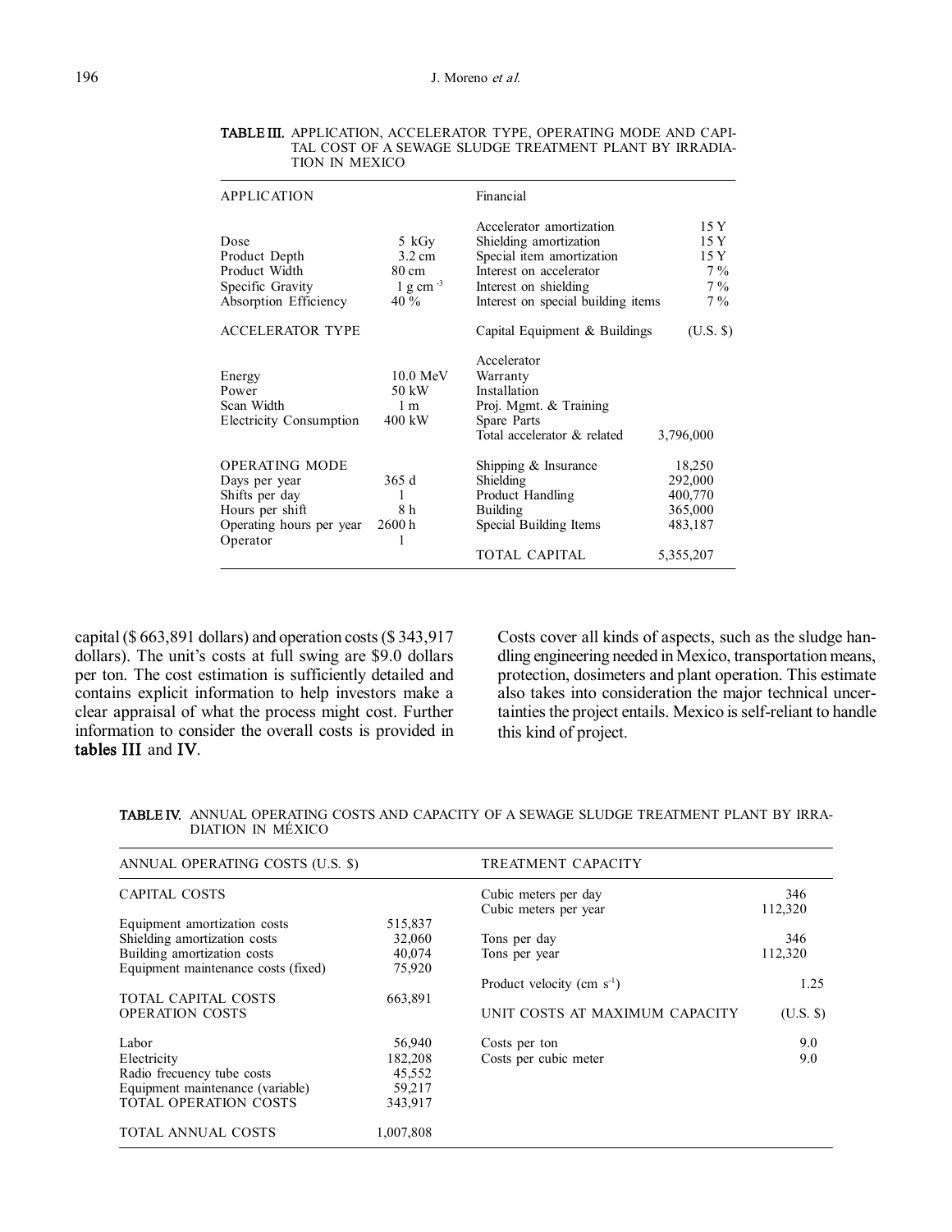**TABLE III.** APPLICATION, ACCELERATOR TYPE, OPERATING MODE AND CAPITAL COST OF A SEWAGE SLUDGE TREATMENT PLANT BY IRRADIATION IN MEXICO

| APPLICATION | | Financial | |
|---|---|---|---|
| | | Accelerator amortization | 15 Y |
| Dose | 5 kGy | Shielding amortization | 15 Y |
| Product Depth | 3.2 cm | Special item amortization | 15 Y |
| Product Width | 80 cm | Interest on accelerator | 7 % |
| Specific Gravity | 1 g cm $^{-3}$ | Interest on shielding | 7 % |
| Absorption Efficiency | 40 % | Interest on special building items | 7 % |
| ACCELERATOR TYPE | | Capital Equipment & Buildings | (U.S. $) |
| | | Accelerator | |
| Energy | 10.0 MeV | Warranty | |
| Power | 50 kW | Installation | |
| Scan Width | 1 m | Proj. Mgmt. & Training | |
| Electricity Consumption | 400 kW | Spare Parts | |
| | | Total accelerator & related | 3,796,000 |
| OPERATING MODE | | Shipping & Insurance | 18,250 |
| Days per year | 365 d | Shielding | 292,000 |
| Shifts per day | 1 | Product Handling | 400,770 |
| Hours per shift | 8 h | Building | 365,000 |
| Operating hours per year | 2600 h | Special Building Items | 483,187 |
| Operator | 1 | | |
| | | TOTAL CAPITAL | 5,355,207 |

capital ($ 663,891 dollars) and operation costs ($ 343,917 dollars). The unit's costs at full swing are $9.0 dollars per ton. The cost estimation is sufficiently detailed and contains explicit information to help investors make a clear appraisal of what the process might cost. Further information to consider the overall costs is provided in **tables III** and **IV**.

Costs cover all kinds of aspects, such as the sludge handling engineering needed in Mexico, transportation means, protection, dosimeters and plant operation. This estimate also takes into consideration the major technical uncertainties the project entails. Mexico is self-reliant to handle this kind of project.

**TABLE IV.** ANNUAL OPERATING COSTS AND CAPACITY OF A SEWAGE SLUDGE TREATMENT PLANT BY IRRADIATION IN MÉXICO

| ANNUAL OPERATING COSTS (U.S. $) | | TREATMENT CAPACITY | |
|---|---|---|---|
| CAPITAL COSTS | | Cubic meters per day | 346 |
| | | Cubic meters per year | 112,320 |
| Equipment amortization costs | 515,837 | | |
| Shielding amortization costs | 32,060 | Tons per day | 346 |
| Building amortization costs | 40,074 | Tons per year | 112,320 |
| Equipment maintenance costs (fixed) | 75,920 | | |
| | | Product velocity (cm s $^{-1}$) | 1.25 |
| TOTAL CAPITAL COSTS | 663,891 | | |
| OPERATION COSTS | | UNIT COSTS AT MAXIMUM CAPACITY | (U.S. $) |
| Labor | 56,940 | Costs per ton | 9.0 |
| Electricity | 182,208 | Costs per cubic meter | 9.0 |
| Radio frecuency tube costs | 45,552 | | |
| Equipment maintenance (variable) | 59,217 | | |
| TOTAL OPERATION COSTS | 343,917 | | |
| TOTAL ANNUAL COSTS | 1,007,808 | | |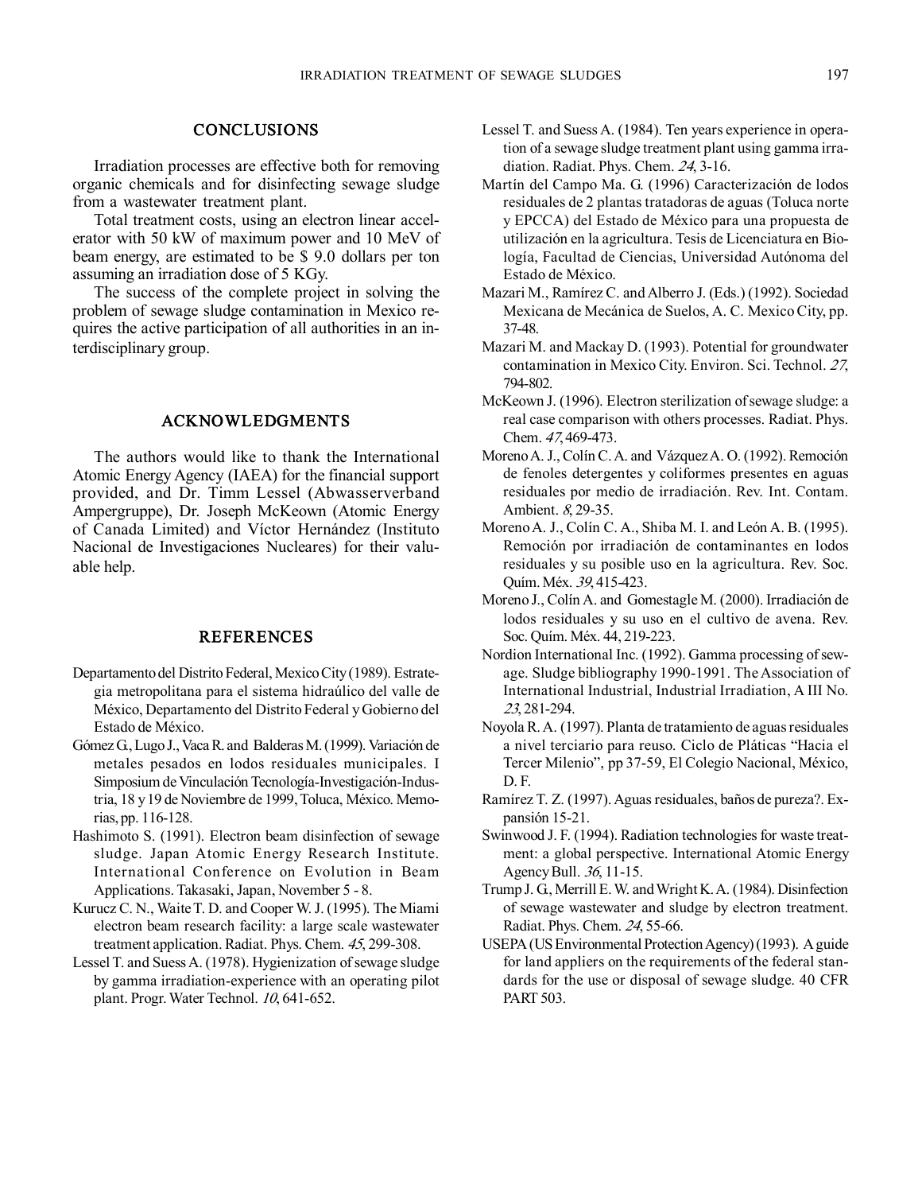## CONCLUSIONS

Irradiation processes are effective both for removing organic chemicals and for disinfecting sewage sludge from a wastewater treatment plant.

Total treatment costs, using an electron linear accelerator with 50 kW of maximum power and 10 MeV of beam energy, are estimated to be $ 9.0 dollars per ton assuming an irradiation dose of 5 KGy.

The success of the complete project in solving the problem of sewage sludge contamination in Mexico requires the active participation of all authorities in an interdisciplinary group.

## ACKNOWLEDGMENTS

The authors would like to thank the International Atomic Energy Agency (IAEA) for the financial support provided, and Dr. Timm Lessel (Abwasserverband Ampergruppe), Dr. Joseph McKeown (Atomic Energy of Canada Limited) and Víctor Hernández (Instituto Nacional de Investigaciones Nucleares) for their valuable help.

## REFERENCES

Departamento del Distrito Federal, Mexico City (1989). Estrategia metropolitana para el sistema hidraúlico del valle de México, Departamento del Distrito Federal y Gobierno del Estado de México.

Gómez G., Lugo J., Vaca R. and Balderas M. (1999). Variación de metales pesados en lodos residuales municipales. I Simposium de Vinculación Tecnología-Investigación-Industria, 18 y 19 de Noviembre de 1999, Toluca, México. Memorias, pp. 116-128.

Hashimoto S. (1991). Electron beam disinfection of sewage sludge. Japan Atomic Energy Research Institute. International Conference on Evolution in Beam Applications. Takasaki, Japan, November 5 - 8.

Kurucz C. N., Waite T. D. and Cooper W. J. (1995). The Miami electron beam research facility: a large scale wastewater treatment application. Radiat. Phys. Chem. *45*, 299-308.

Lessel T. and Suess A. (1978). Hygienization of sewage sludge by gamma irradiation-experience with an operating pilot plant. Progr. Water Technol. *10*, 641-652.

Lessel T. and Suess A. (1984). Ten years experience in operation of a sewage sludge treatment plant using gamma irradiation. Radiat. Phys. Chem. *24*, 3-16.

Martín del Campo Ma. G. (1996) Caracterización de lodos residuales de 2 plantas tratadoras de aguas (Toluca norte y EPCCA) del Estado de México para una propuesta de utilización en la agricultura. Tesis de Licenciatura en Biología, Facultad de Ciencias, Universidad Autónoma del Estado de México.

Mazari M., Ramírez C. and Alberro J. (Eds.) (1992). Sociedad Mexicana de Mecánica de Suelos, A. C. Mexico City, pp. 37-48.

Mazari M. and Mackay D. (1993). Potential for groundwater contamination in Mexico City. Environ. Sci. Technol. *27*, 794-802.

McKeown J. (1996). Electron sterilization of sewage sludge: a real case comparison with others processes. Radiat. Phys. Chem. *47*, 469-473.

Moreno A. J., Colín C. A. and Vázquez A. O. (1992). Remoción de fenoles detergentes y coliformes presentes en aguas residuales por medio de irradiación. Rev. Int. Contam. Ambient. *8*, 29-35.

Moreno A. J., Colín C. A., Shiba M. I. and León A. B. (1995). Remoción por irradiación de contaminantes en lodos residuales y su posible uso en la agricultura. Rev. Soc. Quím. Méx. *39*, 415-423.

Moreno J., Colín A. and Gomestagle M. (2000). Irradiación de lodos residuales y su uso en el cultivo de avena. Rev. Soc. Quím. Méx. 44, 219-223.

Nordion International Inc. (1992). Gamma processing of sewage. Sludge bibliography 1990-1991. The Association of International Industrial, Industrial Irradiation, A III No. *23*, 281-294.

Noyola R. A. (1997). Planta de tratamiento de aguas residuales a nivel terciario para reuso. Ciclo de Pláticas "Hacia el Tercer Milenio", pp 37-59, El Colegio Nacional, México, D. F.

Ramírez T. Z. (1997). Aguas residuales, baños de pureza?. Expansión 15-21.

Swinwood J. F. (1994). Radiation technologies for waste treatment: a global perspective. International Atomic Energy Agency Bull. *36*, 11-15.

Trump J. G., Merrill E. W. and Wright K. A. (1984). Disinfection of sewage wastewater and sludge by electron treatment. Radiat. Phys. Chem. *24*, 55-66.

USEPA (US Environmental Protection Agency) (1993). A guide for land appliers on the requirements of the federal standards for the use or disposal of sewage sludge. 40 CFR PART 503.